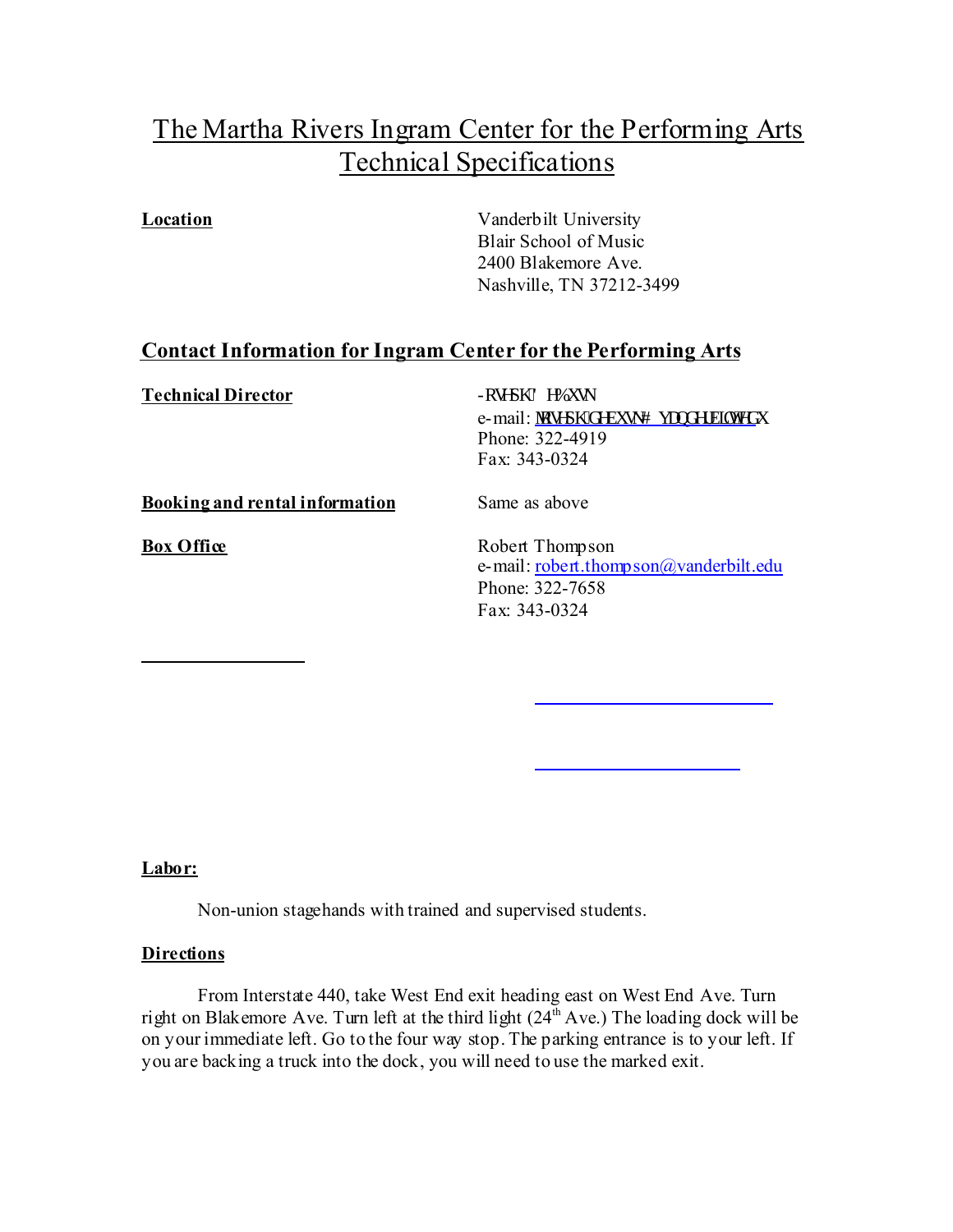# The Martha Rivers Ingram Center for the Performing Arts
# Technical Specifications

**Location**

Vanderbilt University
Blair School of Music
2400 Blakemore Ave.
Nashville, TN 37212-3499

## Contact Information for Ingram Center for the Performing Arts

**Technical Director**

-RVHSK' H%XVN
e-mail: MRVHSKGHEXVN# YDQGHUELOWHGX
Phone: 322-4919
Fax: 343-0324

**Booking and rental information**

Same as above

**Box Office**

Robert Thompson
e-mail: robert.thompson@vanderbilt.edu
Phone: 322-7658
Fax: 343-0324

**Labor:**

Non-union stagehands with trained and supervised students.

**Directions**

From Interstate 440, take West End exit heading east on West End Ave. Turn right on Blakemore Ave. Turn left at the third light (24th Ave.) The loading dock will be on your immediate left. Go to the four way stop. The parking entrance is to your left. If you are backing a truck into the dock, you will need to use the marked exit.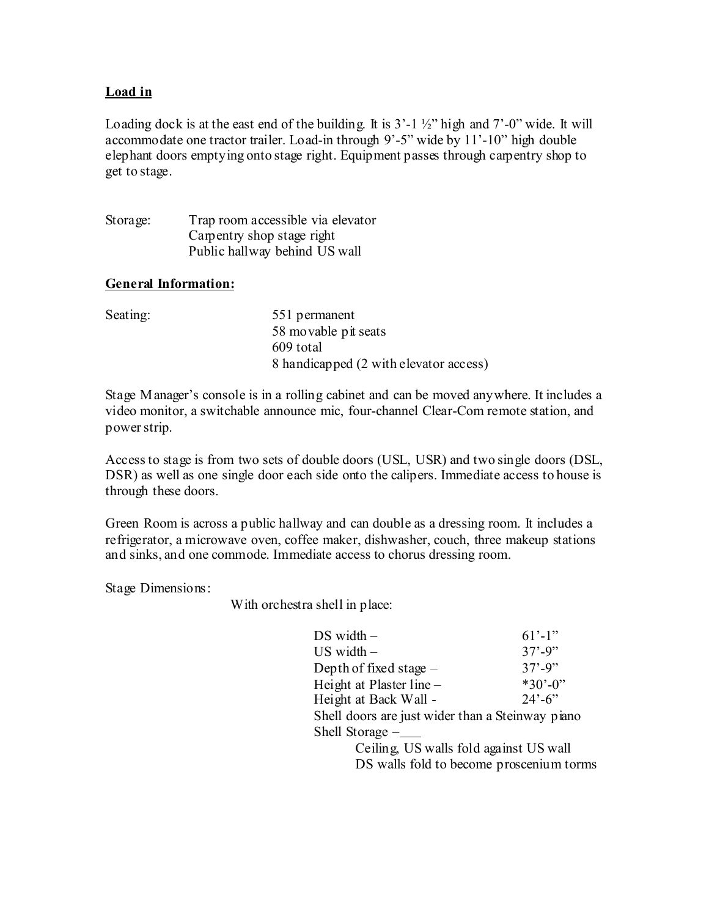**Load in**

Loading dock is at the east end of the building. It is 3'-1 ½" high and 7'-0" wide. It will accommodate one tractor trailer. Load-in through 9'-5" wide by 11'-10" high double elephant doors emptying onto stage right. Equipment passes through carpentry shop to get to stage.

Storage:
- Trap room accessible via elevator
- Carpentry shop stage right
- Public hallway behind US wall

**General Information:**

Seating:
- 551 permanent
- 58 movable pit seats
- 609 total
- 8 handicapped (2 with elevator access)

Stage Manager's console is in a rolling cabinet and can be moved anywhere. It includes a video monitor, a switchable announce mic, four-channel Clear-Com remote station, and power strip.

Access to stage is from two sets of double doors (USL, USR) and two single doors (DSL, DSR) as well as one single door each side onto the calipers. Immediate access to house is through these doors.

Green Room is across a public hallway and can double as a dressing room. It includes a refrigerator, a microwave oven, coffee maker, dishwasher, couch, three makeup stations and sinks, and one commode. Immediate access to chorus dressing room.

Stage Dimensions:

With orchestra shell in place:

| | |
|---|---|
| DS width – | 61'-1" |
| US width – | 37'-9" |
| Depth of fixed stage – | 37'-9" |
| Height at Plaster line – | *30'-0" |
| Height at Back Wall - | 24'-6" |

Shell doors are just wider than a Steinway piano

Shell Storage –\_\_\_

- Ceiling, US walls fold against US wall
- DS walls fold to become proscenium torms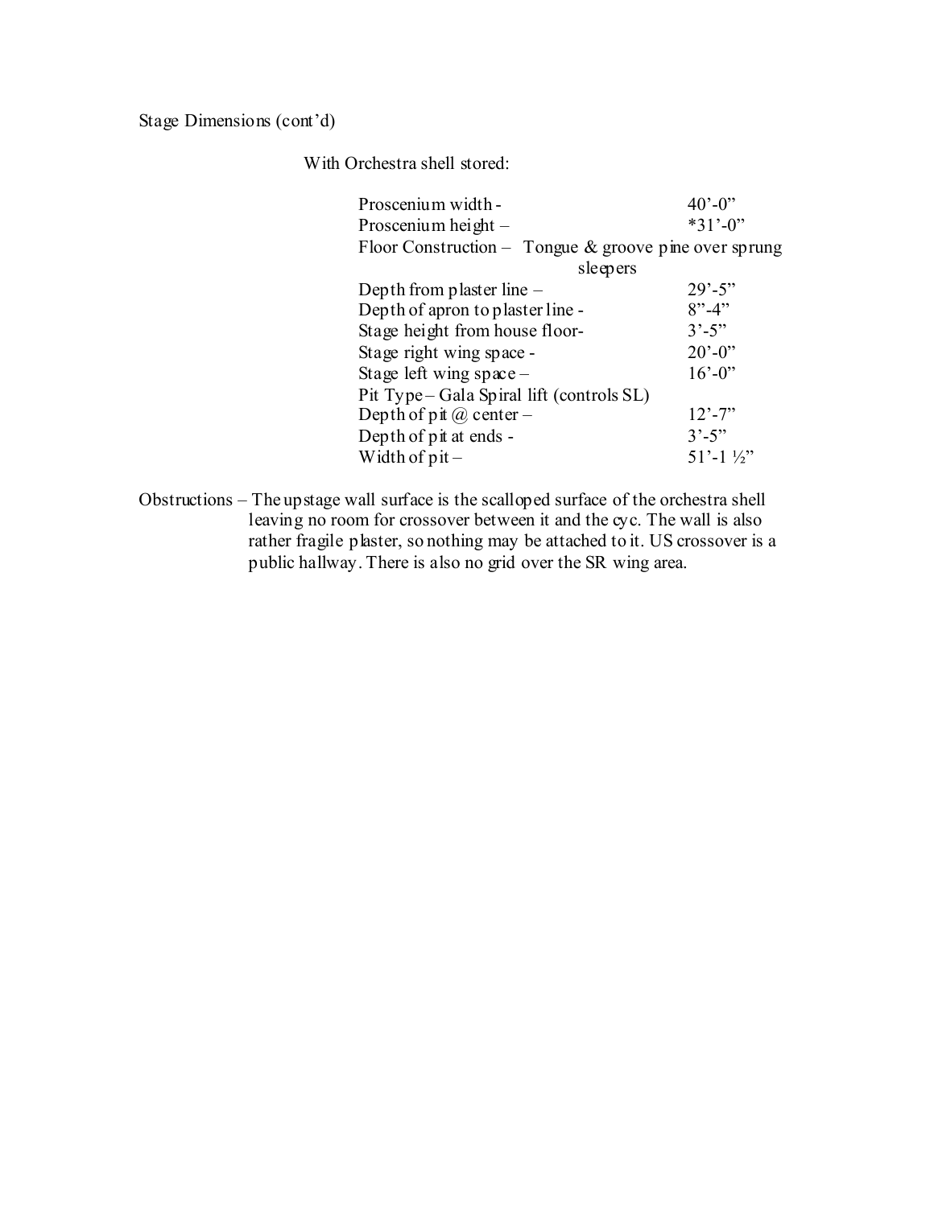Stage Dimensions (cont'd)

With Orchestra shell stored:

| | |
|---|---|
| Proscenium width - | 40'-0" |
| Proscenium height – | *31'-0" |
| Floor Construction – Tongue & groove pine over sprung sleepers | |
| Depth from plaster line – | 29'-5" |
| Depth of apron to plaster line - | 8"-4" |
| Stage height from house floor- | 3'-5" |
| Stage right wing space - | 20'-0" |
| Stage left wing space – | 16'-0" |
| Pit Type – Gala Spiral lift (controls SL) | |
| Depth of pit @ center – | 12'-7" |
| Depth of pit at ends - | 3'-5" |
| Width of pit – | 51'-1 ½" |

Obstructions – The upstage wall surface is the scalloped surface of the orchestra shell leaving no room for crossover between it and the cyc. The wall is also rather fragile plaster, so nothing may be attached to it. US crossover is a public hallway. There is also no grid over the SR wing area.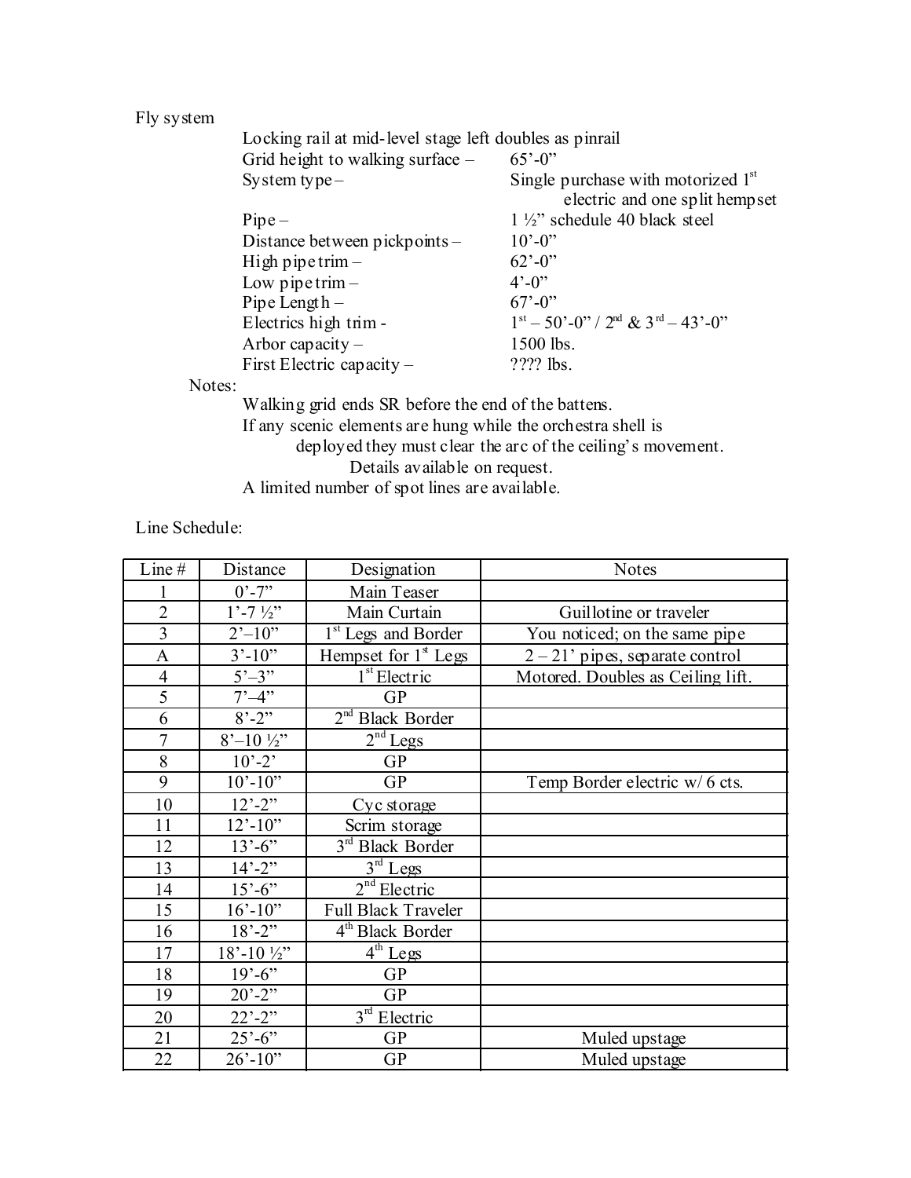Fly system

Locking rail at mid-level stage left doubles as pinrail

| | |
|---|---|
| Grid height to walking surface – | 65'-0" |
| System type – | Single purchase with motorized 1st electric and one split hempset |
| Pipe – | 1 ½" schedule 40 black steel |
| Distance between pickpoints – | 10'-0" |
| High pipe trim – | 62'-0" |
| Low pipe trim – | 4'-0" |
| Pipe Length – | 67'-0" |
| Electrics high trim - | 1st – 50'-0" / 2nd & 3rd – 43'-0" |
| Arbor capacity – | 1500 lbs. |
| First Electric capacity – | ???? lbs. |

Notes:

Walking grid ends SR before the end of the battens.

If any scenic elements are hung while the orchestra shell is deployed they must clear the arc of the ceiling's movement. Details available on request.

A limited number of spot lines are available.

Line Schedule:

| Line # | Distance | Designation | Notes |
|---|---|---|---|
| 1 | 0'-7" | Main Teaser | |
| 2 | 1'-7 ½" | Main Curtain | Guillotine or traveler |
| 3 | 2'–10" | 1st Legs and Border | You noticed; on the same pipe |
| A | 3'-10" | Hempset for 1st Legs | 2 – 21' pipes, separate control |
| 4 | 5'-3" | 1st Electric | Motored. Doubles as Ceiling lift. |
| 5 | 7'–4" | GP | |
| 6 | 8'-2" | 2nd Black Border | |
| 7 | 8'–10 ½" | 2nd Legs | |
| 8 | 10'-2' | GP | |
| 9 | 10'-10" | GP | Temp Border electric w/ 6 cts. |
| 10 | 12'-2" | Cyc storage | |
| 11 | 12'-10" | Scrim storage | |
| 12 | 13'-6" | 3rd Black Border | |
| 13 | 14'-2" | 3rd Legs | |
| 14 | 15'-6" | 2nd Electric | |
| 15 | 16'-10" | Full Black Traveler | |
| 16 | 18'-2" | 4th Black Border | |
| 17 | 18'-10 ½" | 4th Legs | |
| 18 | 19'-6" | GP | |
| 19 | 20'-2" | GP | |
| 20 | 22'-2" | 3rd Electric | |
| 21 | 25'-6" | GP | Muled upstage |
| 22 | 26'-10" | GP | Muled upstage |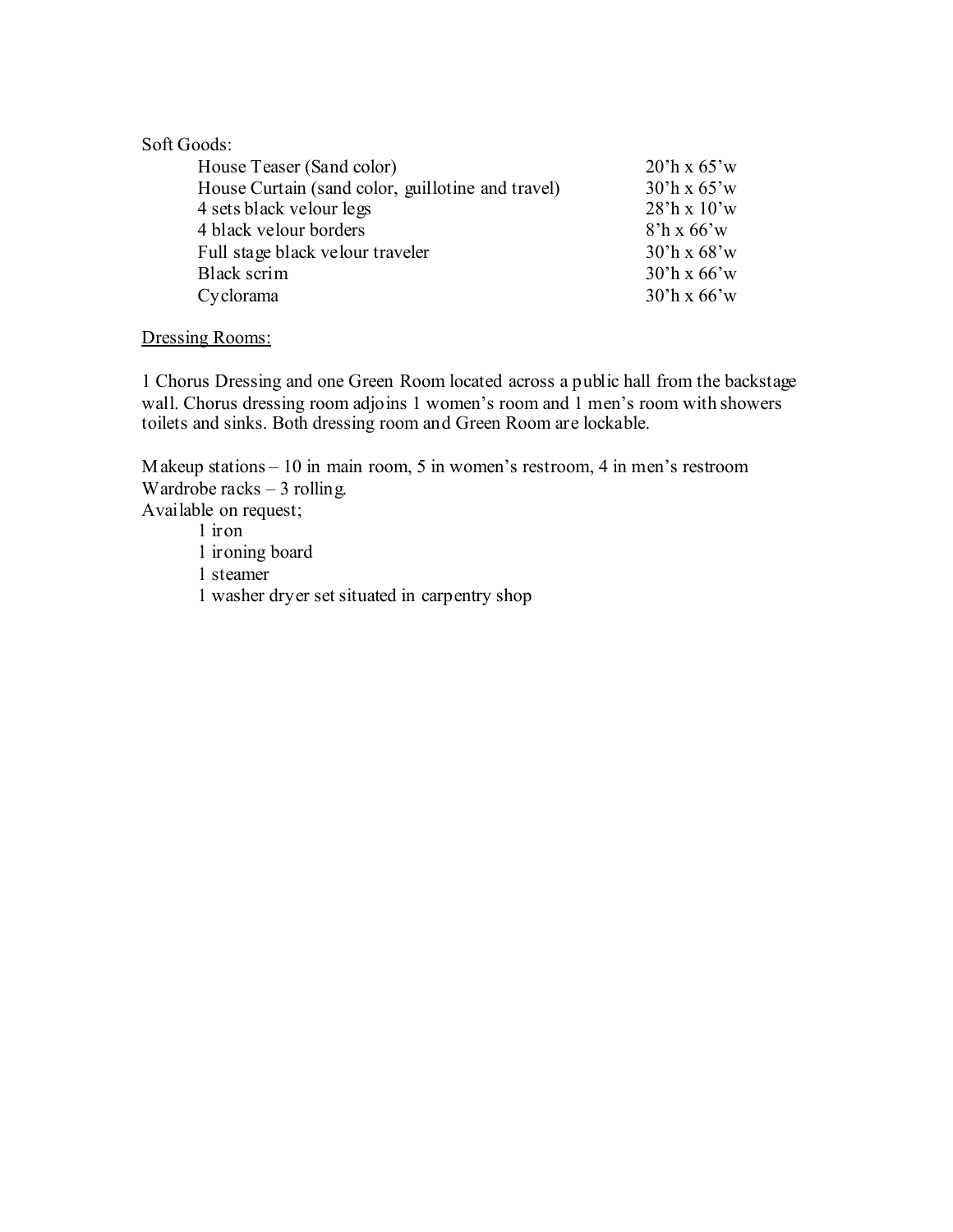Soft Goods:

| Item | Size |
|---|---|
| House Teaser (Sand color) | 20'h x 65'w |
| House Curtain (sand color, guillotine and travel) | 30'h x 65'w |
| 4 sets black velour legs | 28'h x 10'w |
| 4 black velour borders | 8'h x 66'w |
| Full stage black velour traveler | 30'h x 68'w |
| Black scrim | 30'h x 66'w |
| Cyclorama | 30'h x 66'w |

<u>Dressing Rooms:</u>

1 Chorus Dressing and one Green Room located across a public hall from the backstage wall. Chorus dressing room adjoins 1 women's room and 1 men's room with showers toilets and sinks. Both dressing room and Green Room are lockable.

Makeup stations – 10 in main room, 5 in women's restroom, 4 in men's restroom
Wardrobe racks – 3 rolling.
Available on request;

- 1 iron
- 1 ironing board
- 1 steamer
- 1 washer dryer set situated in carpentry shop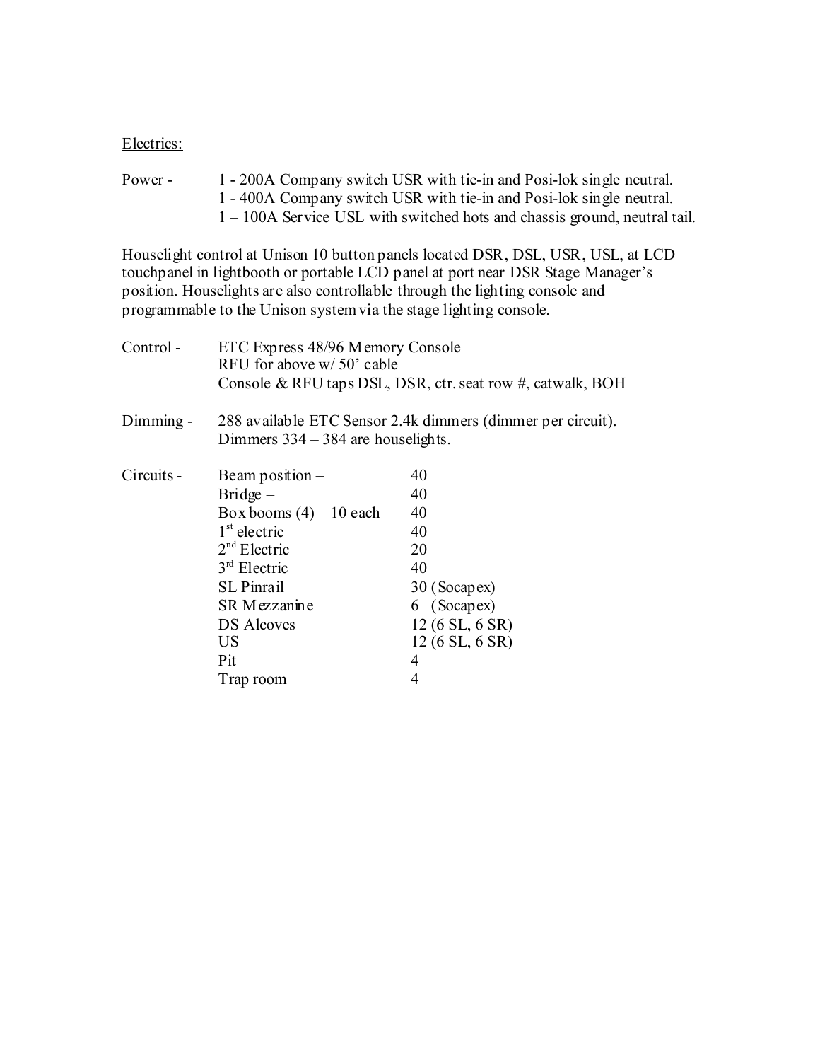Electrics:

Power - 1 - 200A Company switch USR with tie-in and Posi-lok single neutral.
1 - 400A Company switch USR with tie-in and Posi-lok single neutral.
1 – 100A Service USL with switched hots and chassis ground, neutral tail.

Houselight control at Unison 10 button panels located DSR, DSL, USR, USL, at LCD touchpanel in lightbooth or portable LCD panel at port near DSR Stage Manager's position. Houselights are also controllable through the lighting console and programmable to the Unison system via the stage lighting console.

Control - ETC Express 48/96 Memory Console
RFU for above w/ 50' cable
Console & RFU taps DSL, DSR, ctr. seat row #, catwalk, BOH

Dimming - 288 available ETC Sensor 2.4k dimmers (dimmer per circuit).
Dimmers 334 – 384 are houselights.

Circuits -

| | |
|---|---|
| Beam position – | 40 |
| Bridge – | 40 |
| Box booms (4) – 10 each | 40 |
| 1st electric | 40 |
| 2nd Electric | 20 |
| 3rd Electric | 40 |
| SL Pinrail | 30 (Socapex) |
| SR Mezzanine | 6 (Socapex) |
| DS Alcoves | 12 (6 SL, 6 SR) |
| US | 12 (6 SL, 6 SR) |
| Pit | 4 |
| Trap room | 4 |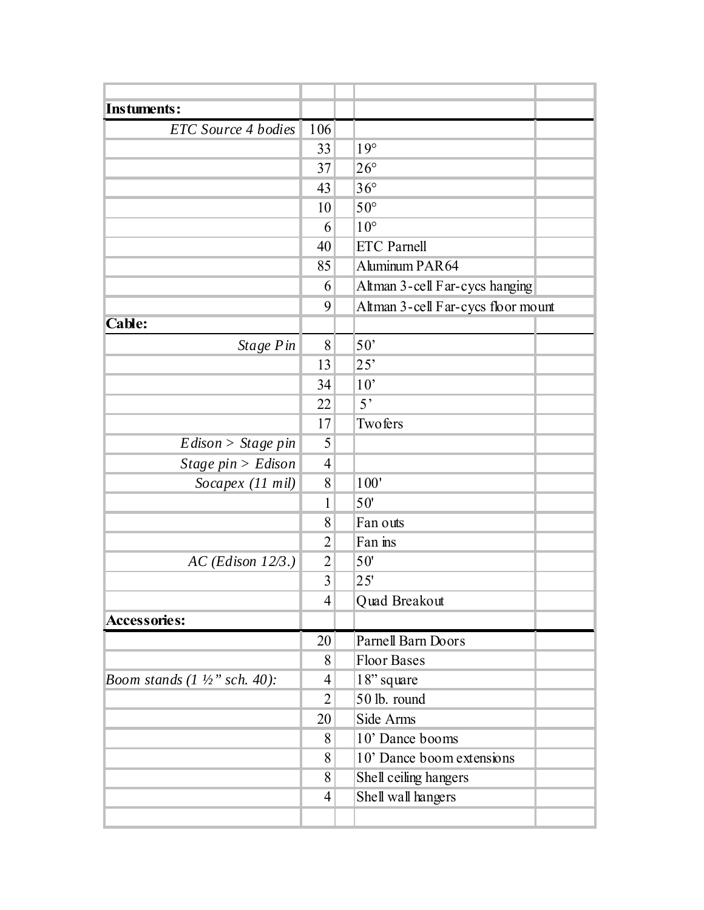| **Instuments:** | | | | |
|---|---|---|---|---|
| *ETC Source 4 bodies* | 106 | | | |
| | 33 | | 19° | |
| | 37 | | 26° | |
| | 43 | | 36° | |
| | 10 | | 50° | |
| | 6 | | 10° | |
| | 40 | | ETC Parnell | |
| | 85 | | Aluminum PAR64 | |
| | 6 | | Altman 3-cell Far-cycs hanging | |
| | 9 | | Altman 3-cell Far-cycs floor mount | |
| **Cable:** | | | | |
| *Stage Pin* | 8 | | 50’ | |
| | 13 | | 25’ | |
| | 34 | | 10’ | |
| | 22 | | 5’ | |
| | 17 | | Twofers | |
| *Edison > Stage pin* | 5 | | | |
| *Stage pin > Edison* | 4 | | | |
| *Socapex (11 mil)* | 8 | | 100' | |
| | 1 | | 50' | |
| | 8 | | Fan outs | |
| | 2 | | Fan ins | |
| *AC (Edison 12/3.)* | 2 | | 50' | |
| | 3 | | 25' | |
| | 4 | | Quad Breakout | |
| **Accessories:** | | | | |
| | 20 | | Parnell Barn Doors | |
| | 8 | | Floor Bases | |
| *Boom stands (1 ½” sch. 40):* | 4 | | 18” square | |
| | 2 | | 50 lb. round | |
| | 20 | | Side Arms | |
| | 8 | | 10’ Dance booms | |
| | 8 | | 10’ Dance boom extensions | |
| | 8 | | Shell ceiling hangers | |
| | 4 | | Shell wall hangers | |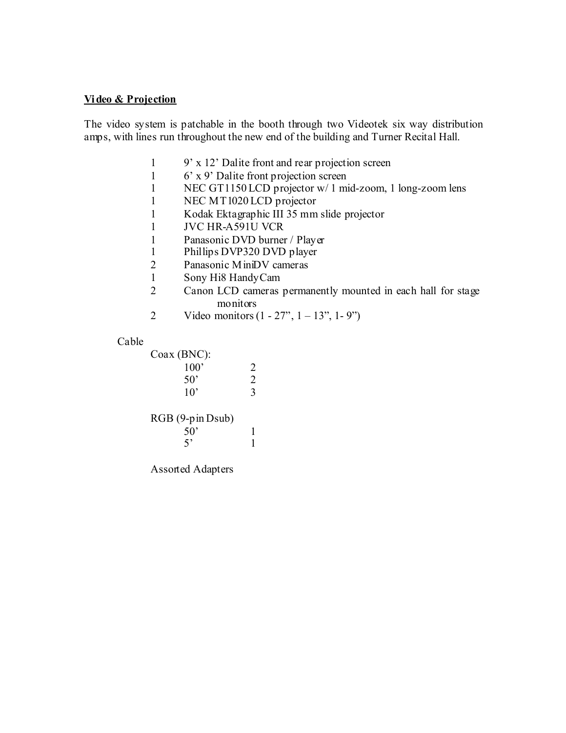## Video & Projection

The video system is patchable in the booth through two Videotek six way distribution amps, with lines run throughout the new end of the building and Turner Recital Hall.

| Qty | Item |
|---|---|
| 1 | 9' x 12' Dalite front and rear projection screen |
| 1 | 6' x 9' Dalite front projection screen |
| 1 | NEC GT1150 LCD projector w/ 1 mid-zoom, 1 long-zoom lens |
| 1 | NEC MT1020 LCD projector |
| 1 | Kodak Ektagraphic III 35 mm slide projector |
| 1 | JVC HR-A591U VCR |
| 1 | Panasonic DVD burner / Player |
| 1 | Phillips DVP320 DVD player |
| 2 | Panasonic MiniDV cameras |
| 1 | Sony Hi8 HandyCam |
| 2 | Canon LCD cameras permanently mounted in each hall for stage monitors |
| 2 | Video monitors (1 - 27", 1 – 13", 1- 9") |

Cable

Coax (BNC):

| Length | Qty |
|---|---|
| 100' | 2 |
| 50' | 2 |
| 10' | 3 |

RGB (9-pin Dsub)

| Length | Qty |
|---|---|
| 50' | 1 |
| 5' | 1 |

Assorted Adapters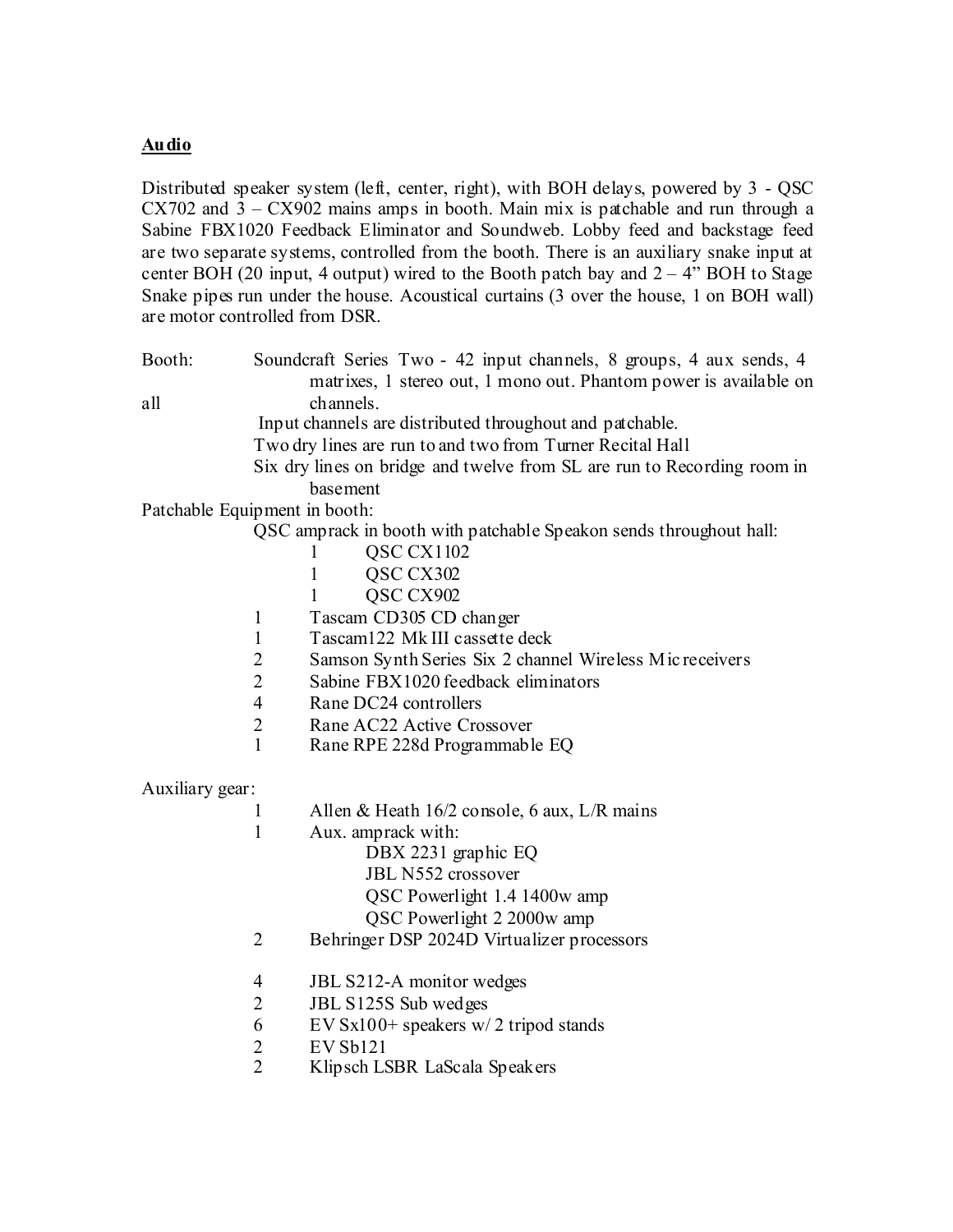**Audio**

Distributed speaker system (left, center, right), with BOH delays, powered by 3 - QSC CX702 and 3 – CX902 mains amps in booth. Main mix is patchable and run through a Sabine FBX1020 Feedback Eliminator and Soundweb. Lobby feed and backstage feed are two separate systems, controlled from the booth. There is an auxiliary snake input at center BOH (20 input, 4 output) wired to the Booth patch bay and 2 – 4" BOH to Stage Snake pipes run under the house. Acoustical curtains (3 over the house, 1 on BOH wall) are motor controlled from DSR.

Booth: Soundcraft Series Two - 42 input channels, 8 groups, 4 aux sends, 4 matrixes, 1 stereo out, 1 mono out. Phantom power is available on all channels.

Input channels are distributed throughout and patchable.

Two dry lines are run to and two from Turner Recital Hall

Six dry lines on bridge and twelve from SL are run to Recording room in basement

Patchable Equipment in booth:

QSC amprack in booth with patchable Speakon sends throughout hall:

- 1 QSC CX1102
- 1 QSC CX302
- 1 QSC CX902

- 1 Tascam CD305 CD changer
- 1 Tascam122 Mk III cassette deck
- 2 Samson Synth Series Six 2 channel Wireless Mic receivers
- 2 Sabine FBX1020 feedback eliminators
- 4 Rane DC24 controllers
- 2 Rane AC22 Active Crossover
- 1 Rane RPE 228d Programmable EQ

Auxiliary gear:

- 1 Allen & Heath 16/2 console, 6 aux, L/R mains
- 1 Aux. amprack with:
  - DBX 2231 graphic EQ
  - JBL N552 crossover
  - QSC Powerlight 1.4 1400w amp
  - QSC Powerlight 2 2000w amp
- 2 Behringer DSP 2024D Virtualizer processors

- 4 JBL S212-A monitor wedges
- 2 JBL S125S Sub wedges
- 6 EV Sx100+ speakers w/ 2 tripod stands
- 2 EV Sb121
- 2 Klipsch LSBR LaScala Speakers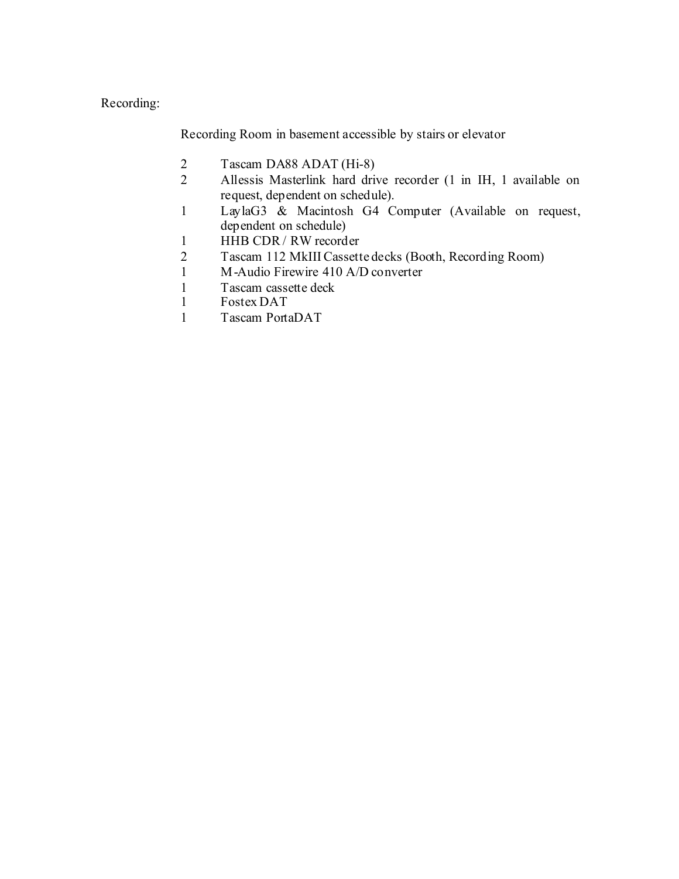Recording:

Recording Room in basement accessible by stairs or elevator

| | |
|---|---|
| 2 | Tascam DA88 ADAT (Hi-8) |
| 2 | Allessis Masterlink hard drive recorder (1 in IH, 1 available on request, dependent on schedule). |
| 1 | LaylaG3 & Macintosh G4 Computer (Available on request, dependent on schedule) |
| 1 | HHB CDR / RW recorder |
| 2 | Tascam 112 MkIII Cassette decks (Booth, Recording Room) |
| 1 | M-Audio Firewire 410 A/D converter |
| 1 | Tascam cassette deck |
| 1 | Fostex DAT |
| 1 | Tascam PortaDAT |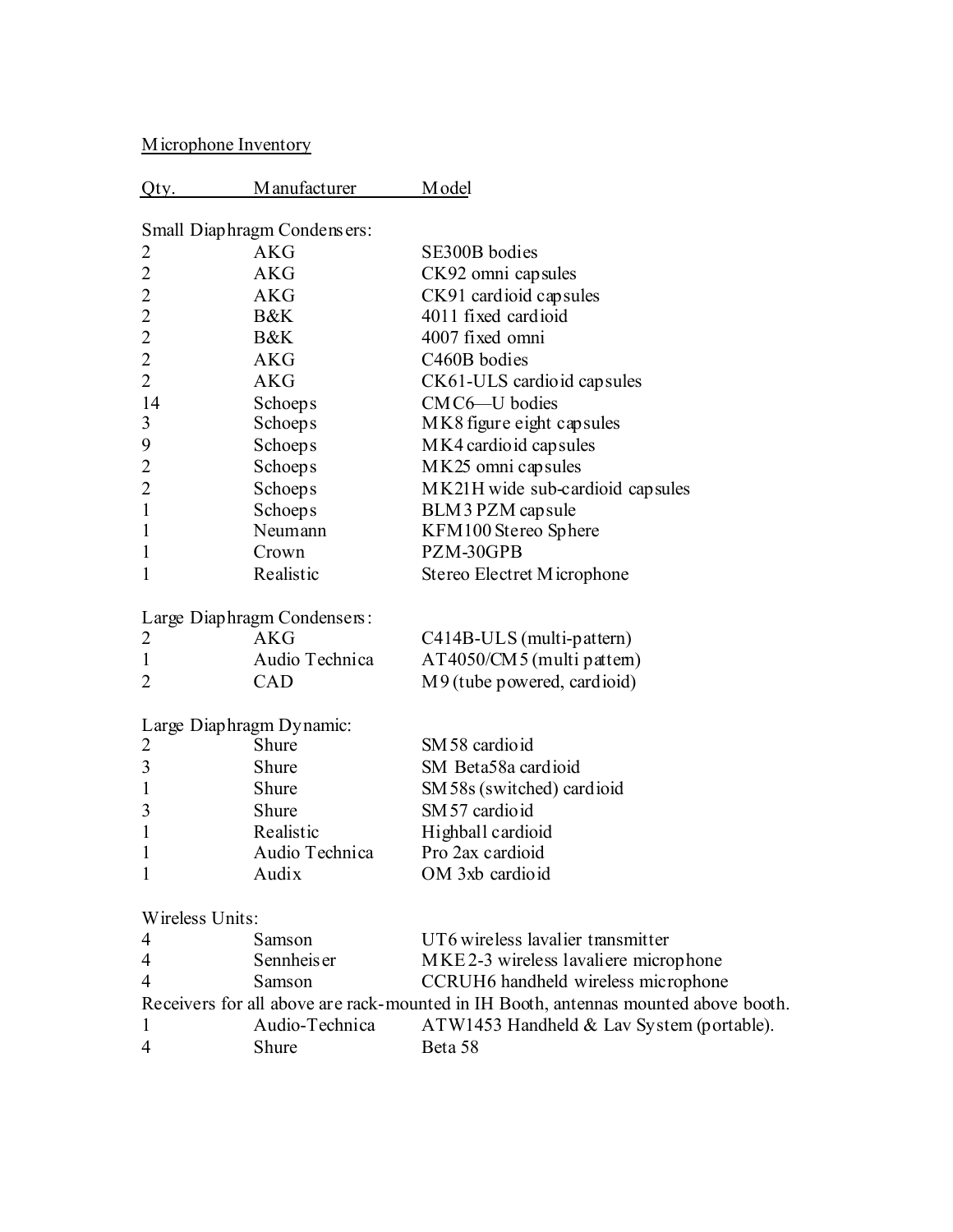Microphone Inventory

| Qty. | Manufacturer | Model |
|---|---|---|
| **Small Diaphragm Condensers:** | | |
| 2 | AKG | SE300B bodies |
| 2 | AKG | CK92 omni capsules |
| 2 | AKG | CK91 cardioid capsules |
| 2 | B&K | 4011 fixed cardioid |
| 2 | B&K | 4007 fixed omni |
| 2 | AKG | C460B bodies |
| 2 | AKG | CK61-ULS cardioid capsules |
| 14 | Schoeps | CMC6—U bodies |
| 3 | Schoeps | MK8 figure eight capsules |
| 9 | Schoeps | MK4 cardioid capsules |
| 2 | Schoeps | MK25 omni capsules |
| 2 | Schoeps | MK21H wide sub-cardioid capsules |
| 1 | Schoeps | BLM3 PZM capsule |
| 1 | Neumann | KFM100 Stereo Sphere |
| 1 | Crown | PZM-30GPB |
| 1 | Realistic | Stereo Electret Microphone |
| **Large Diaphragm Condensers:** | | |
| 2 | AKG | C414B-ULS (multi-pattern) |
| 1 | Audio Technica | AT4050/CM5 (multi pattern) |
| 2 | CAD | M9 (tube powered, cardioid) |
| **Large Diaphragm Dynamic:** | | |
| 2 | Shure | SM58 cardioid |
| 3 | Shure | SM Beta58a cardioid |
| 1 | Shure | SM58s (switched) cardioid |
| 3 | Shure | SM57 cardioid |
| 1 | Realistic | Highball cardioid |
| 1 | Audio Technica | Pro 2ax cardioid |
| 1 | Audix | OM 3xb cardioid |
| **Wireless Units:** | | |
| 4 | Samson | UT6 wireless lavalier transmitter |
| 4 | Sennheiser | MKE2-3 wireless lavaliere microphone |
| 4 | Samson | CCRUH6 handheld wireless microphone |
| Receivers for all above are rack-mounted in IH Booth, antennas mounted above booth. | | |
| 1 | Audio-Technica | ATW1453 Handheld & Lav System (portable). |
| 4 | Shure | Beta 58 |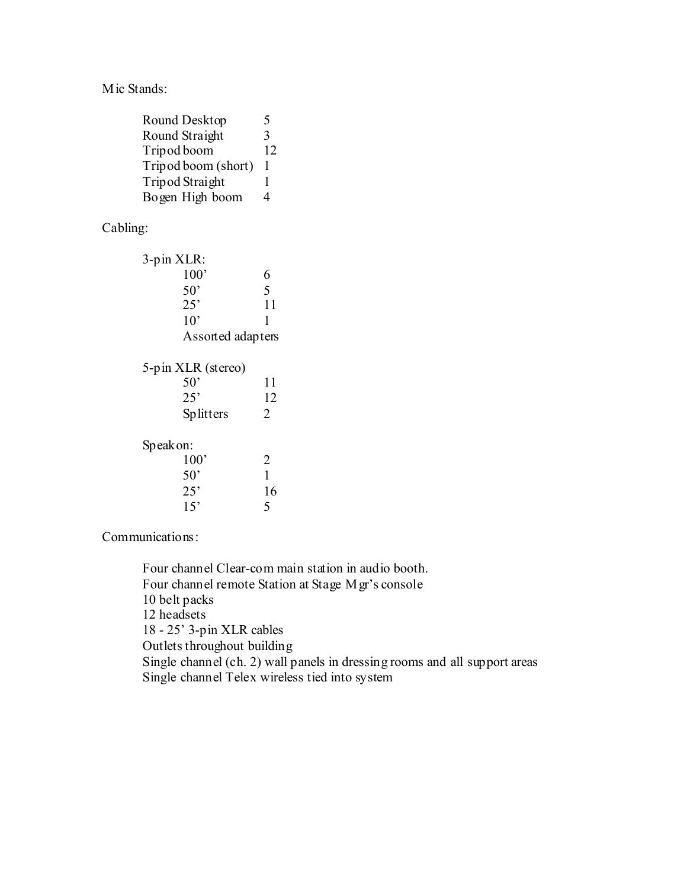Mic Stands:

| | |
|---|---|
| Round Desktop | 5 |
| Round Straight | 3 |
| Tripod boom | 12 |
| Tripod boom (short) | 1 |
| Tripod Straight | 1 |
| Bogen High boom | 4 |

Cabling:

3-pin XLR:

| | |
|---|---|
| 100’ | 6 |
| 50’ | 5 |
| 25’ | 11 |
| 10’ | 1 |
| Assorted adapters | |

5-pin XLR (stereo)

| | |
|---|---|
| 50’ | 11 |
| 25’ | 12 |
| Splitters | 2 |

Speakon:

| | |
|---|---|
| 100’ | 2 |
| 50’ | 1 |
| 25’ | 16 |
| 15’ | 5 |

Communications:

Four channel Clear-com main station in audio booth.
Four channel remote Station at Stage Mgr’s console
10 belt packs
12 headsets
18 - 25’ 3-pin XLR cables
Outlets throughout building
Single channel (ch. 2) wall panels in dressing rooms and all support areas
Single channel Telex wireless tied into system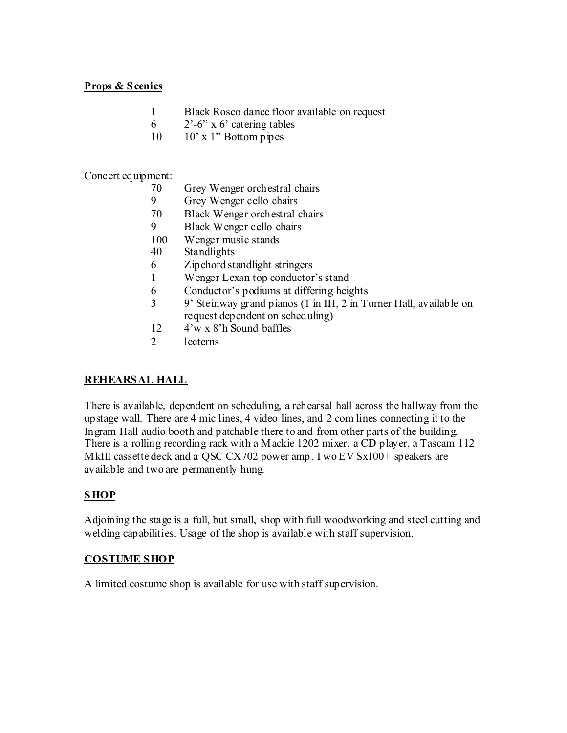**Props & Scenics**

| | |
|---|---|
| 1 | Black Rosco dance floor available on request |
| 6 | 2'-6" x 6' catering tables |
| 10 | 10' x 1" Bottom pipes |

Concert equipment:

| | |
|---|---|
| 70 | Grey Wenger orchestral chairs |
| 9 | Grey Wenger cello chairs |
| 70 | Black Wenger orchestral chairs |
| 9 | Black Wenger cello chairs |
| 100 | Wenger music stands |
| 40 | Standlights |
| 6 | Zipchord standlight stringers |
| 1 | Wenger Lexan top conductor's stand |
| 6 | Conductor's podiums at differing heights |
| 3 | 9' Steinway grand pianos (1 in IH, 2 in Turner Hall, available on request dependent on scheduling) |
| 12 | 4'w x 8'h Sound baffles |
| 2 | lecterns |

**REHEARSAL HALL**

There is available, dependent on scheduling, a rehearsal hall across the hallway from the upstage wall. There are 4 mic lines, 4 video lines, and 2 com lines connecting it to the Ingram Hall audio booth and patchable there to and from other parts of the building. There is a rolling recording rack with a Mackie 1202 mixer, a CD player, a Tascam 112 MkIII cassette deck and a QSC CX702 power amp. Two EV Sx100+ speakers are available and two are permanently hung.

**SHOP**

Adjoining the stage is a full, but small, shop with full woodworking and steel cutting and welding capabilities. Usage of the shop is available with staff supervision.

**COSTUME SHOP**

A limited costume shop is available for use with staff supervision.